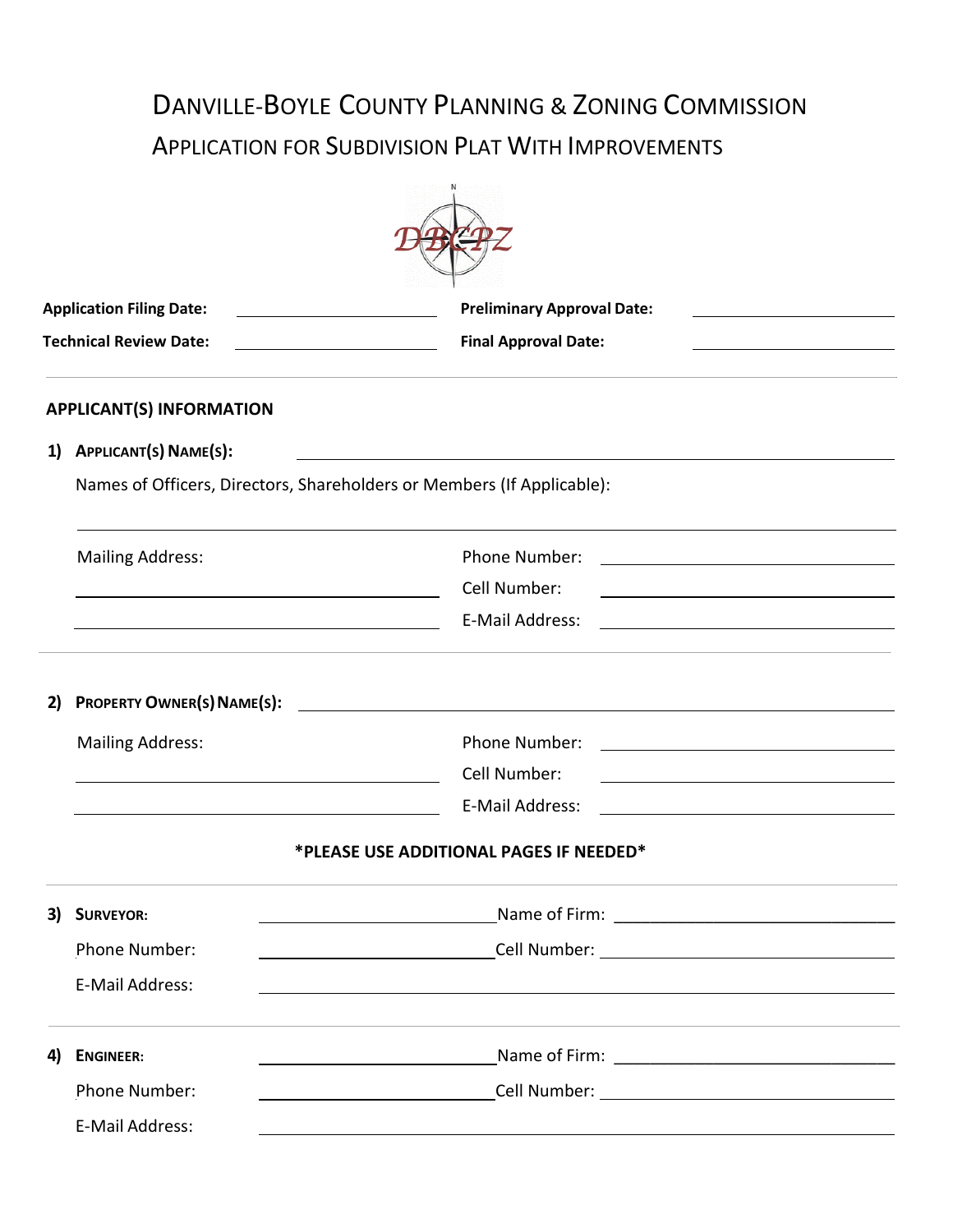# Danville-Boyle County Planning & Zoning Commission

## Application for Subdivision Plat With Improvements

**Application Filing Date:** ____________________ **Preliminary Approval Date:** ____________________

**Technical Review Date:** ____________________ **Final Approval Date:** ____________________

---

### APPLICANT(S) INFORMATION

**1) Applicant(s) Name(s):** ________________________________________

Names of Officers, Directors, Shareholders or Members (If Applicable):

________________________________________________________________

Mailing Address: ____________________ Phone Number: ____________________

____________________ Cell Number: ____________________

____________________ E-Mail Address: ____________________

---

**2) Property Owner(s) Name(s):** ________________________________________

Mailing Address: ____________________ Phone Number: ____________________

____________________ Cell Number: ____________________

____________________ E-Mail Address: ____________________

**\*PLEASE USE ADDITIONAL PAGES IF NEEDED\***

---

**3) Surveyor:** ____________________ Name of Firm: ____________________

Phone Number: ____________________ Cell Number: ____________________

E-Mail Address: ________________________________________

---

**4) Engineer:** ____________________ Name of Firm: ____________________

Phone Number: ____________________ Cell Number: ____________________

E-Mail Address: ________________________________________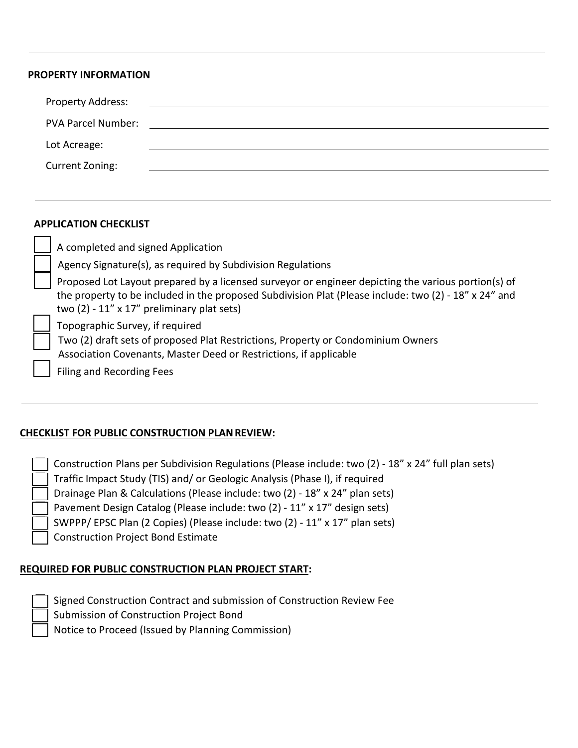---

**PROPERTY INFORMATION**

Property Address: ______________________________

PVA Parcel Number: ______________________________

Lot Acreage: ______________________________

Current Zoning: ______________________________

---

**APPLICATION CHECKLIST**

- [ ] A completed and signed Application
- [ ] Agency Signature(s), as required by Subdivision Regulations
- [ ] Proposed Lot Layout prepared by a licensed surveyor or engineer depicting the various portion(s) of the property to be included in the proposed Subdivision Plat (Please include: two (2) - 18" x 24" and two (2) - 11" x 17" preliminary plat sets)
- [ ] Topographic Survey, if required
- [ ] Two (2) draft sets of proposed Plat Restrictions, Property or Condominium Owners Association Covenants, Master Deed or Restrictions, if applicable
- [ ] Filing and Recording Fees

---

**CHECKLIST FOR PUBLIC CONSTRUCTION PLAN REVIEW:**

- [ ] Construction Plans per Subdivision Regulations (Please include: two (2) - 18" x 24" full plan sets)
- [ ] Traffic Impact Study (TIS) and/ or Geologic Analysis (Phase I), if required
- [ ] Drainage Plan & Calculations (Please include: two (2) - 18" x 24" plan sets)
- [ ] Pavement Design Catalog (Please include: two (2) - 11" x 17" design sets)
- [ ] SWPPP/ EPSC Plan (2 Copies) (Please include: two (2) - 11" x 17" plan sets)
- [ ] Construction Project Bond Estimate

**REQUIRED FOR PUBLIC CONSTRUCTION PLAN PROJECT START:**

- [ ] Signed Construction Contract and submission of Construction Review Fee
- [ ] Submission of Construction Project Bond
- [ ] Notice to Proceed (Issued by Planning Commission)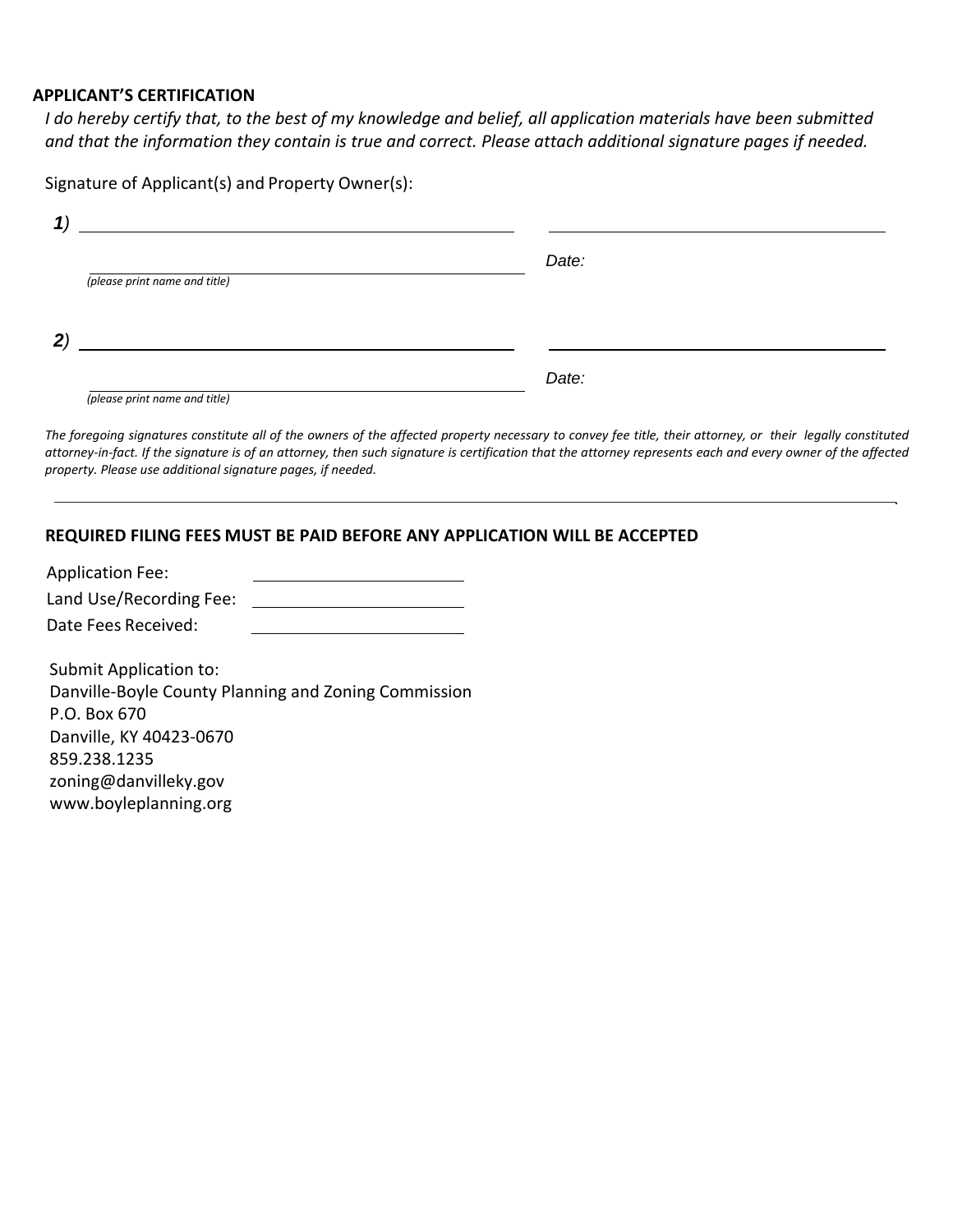**APPLICANT'S CERTIFICATION**

*I do hereby certify that, to the best of my knowledge and belief, all application materials have been submitted and that the information they contain is true and correct. Please attach additional signature pages if needed.*

Signature of Applicant(s) and Property Owner(s):

***1)*** ______________________________ ______________________________

______________________________ *Date:*
*(please print name and title)*

***2)*** ______________________________ ______________________________

______________________________ *Date:*
*(please print name and title)*

*The foregoing signatures constitute all of the owners of the affected property necessary to convey fee title, their attorney, or their legally constituted attorney-in-fact. If the signature is of an attorney, then such signature is certification that the attorney represents each and every owner of the affected property. Please use additional signature pages, if needed.*

---

**REQUIRED FILING FEES MUST BE PAID BEFORE ANY APPLICATION WILL BE ACCEPTED**

Application Fee: ____________________
Land Use/Recording Fee: ____________________
Date Fees Received: ____________________

Submit Application to:
Danville-Boyle County Planning and Zoning Commission
P.O. Box 670
Danville, KY 40423-0670
859.238.1235
zoning@danvilleky.gov
www.boyleplanning.org